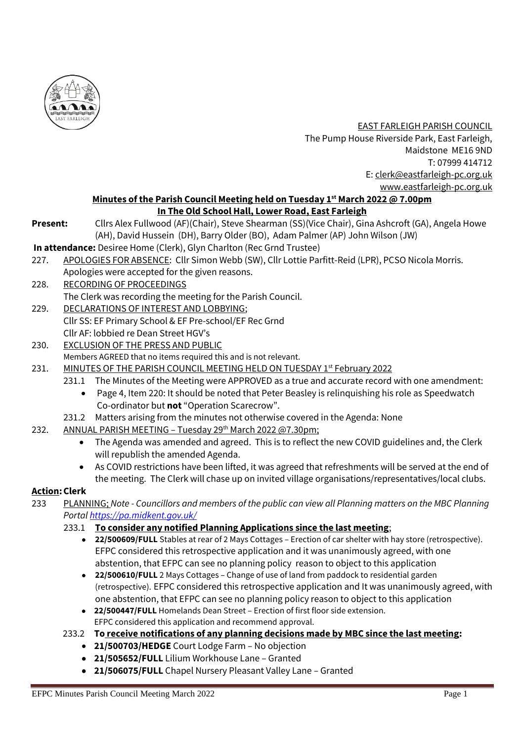EAST FARLEIGH PARISH COUNCIL
The Pump House Riverside Park, East Farleigh,
Maidstone ME16 9ND
T: 07999 414712
E: clerk@eastfarleigh-pc.org.uk
www.eastfarleigh-pc.org.uk

## Minutes of the Parish Council Meeting held on Tuesday 1st March 2022 @ 7.00pm
## In The Old School Hall, Lower Road, East Farleigh

**Present:** Cllrs Alex Fullwood (AF)(Chair), Steve Shearman (SS)(Vice Chair), Gina Ashcroft (GA), Angela Howe (AH), David Hussein (DH), Barry Older (BO), Adam Palmer (AP) John Wilson (JW)

**In attendance:** Desiree Home (Clerk), Glyn Charlton (Rec Grnd Trustee)

227. APOLOGIES FOR ABSENCE: Cllr Simon Webb (SW), Cllr Lottie Parfitt-Reid (LPR), PCSO Nicola Morris. Apologies were accepted for the given reasons.

228. RECORDING OF PROCEEDINGS
The Clerk was recording the meeting for the Parish Council.

229. DECLARATIONS OF INTEREST AND LOBBYING;
Cllr SS: EF Primary School & EF Pre-school/EF Rec Grnd
Cllr AF: lobbied re Dean Street HGV's

230. EXCLUSION OF THE PRESS AND PUBLIC
Members AGREED that no items required this and is not relevant.

231. MINUTES OF THE PARISH COUNCIL MEETING HELD ON TUESDAY 1st February 2022
   - 231.1 The Minutes of the Meeting were APPROVED as a true and accurate record with one amendment:
     - Page 4, Item 220: It should be noted that Peter Beasley is relinquishing his role as Speedwatch Co-ordinator but **not** "Operation Scarecrow".
   - 231.2 Matters arising from the minutes not otherwise covered in the Agenda: None

232. ANNUAL PARISH MEETING – Tuesday 29th March 2022 @7.30pm;
   - The Agenda was amended and agreed. This is to reflect the new COVID guidelines and, the Clerk will republish the amended Agenda.
   - As COVID restrictions have been lifted, it was agreed that refreshments will be served at the end of the meeting. The Clerk will chase up on invited village organisations/representatives/local clubs.

**Action: Clerk**

233 PLANNING; *Note - Councillors and members of the public can view all Planning matters on the MBC Planning Portal https://pa.midkent.gov.uk/*
   - 233.1 **To consider any notified Planning Applications since the last meeting**;
     - **22/500609/FULL** Stables at rear of 2 Mays Cottages – Erection of car shelter with hay store (retrospective). EFPC considered this retrospective application and it was unanimously agreed, with one abstention, that EFPC can see no planning policy reason to object to this application
     - **22/500610/FULL** 2 Mays Cottages – Change of use of land from paddock to residential garden (retrospective). EFPC considered this retrospective application and It was unanimously agreed, with one abstention, that EFPC can see no planning policy reason to object to this application
     - **22/500447/FULL** Homelands Dean Street – Erection of first floor side extension. EFPC considered this application and recommend approval.
   - 233.2 **To receive notifications of any planning decisions made by MBC since the last meeting:**
     - **21/500703/HEDGE** Court Lodge Farm – No objection
     - **21/505652/FULL** Lilium Workhouse Lane – Granted
     - **21/506075/FULL** Chapel Nursery Pleasant Valley Lane – Granted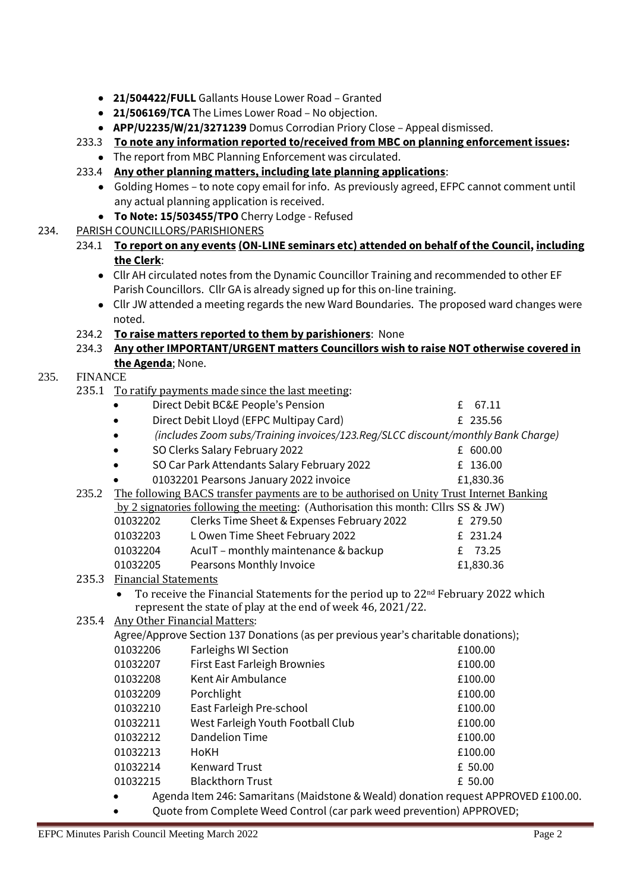- **21/504422/FULL** Gallants House Lower Road – Granted
- **21/506169/TCA** The Limes Lower Road – No objection.
- **APP/U2235/W/21/3271239** Domus Corrodian Priory Close – Appeal dismissed.

233.3 **To note any information reported to/received from MBC on planning enforcement issues:**

- The report from MBC Planning Enforcement was circulated.

233.4 **Any other planning matters, including late planning applications**:

- Golding Homes – to note copy email for info. As previously agreed, EFPC cannot comment until any actual planning application is received.
- **To Note: 15/503455/TPO** Cherry Lodge - Refused

234. PARISH COUNCILLORS/PARISHIONERS

234.1 **To report on any events (ON-LINE seminars etc) attended on behalf of the Council, including the Clerk**:

- Cllr AH circulated notes from the Dynamic Councillor Training and recommended to other EF Parish Councillors. Cllr GA is already signed up for this on-line training.
- Cllr JW attended a meeting regards the new Ward Boundaries. The proposed ward changes were noted.

234.2 **To raise matters reported to them by parishioners**: None

234.3 **Any other IMPORTANT/URGENT matters Councillors wish to raise NOT otherwise covered in the Agenda**; None.

235. FINANCE

235.1 To ratify payments made since the last meeting:

| | |
|---|---|
| Direct Debit BC&E People's Pension | £ 67.11 |
| Direct Debit Lloyd (EFPC Multipay Card) | £ 235.56 |
| *(includes Zoom subs/Training invoices/123.Reg/SLCC discount/monthly Bank Charge)* | |
| SO Clerks Salary February 2022 | £ 600.00 |
| SO Car Park Attendants Salary February 2022 | £ 136.00 |
| 01032201 Pearsons January 2022 invoice | £1,830.36 |

235.2 The following BACS transfer payments are to be authorised on Unity Trust Internet Banking by 2 signatories following the meeting: (Authorisation this month: Cllrs SS & JW)

| | | |
|---|---|---|
| 01032202 | Clerks Time Sheet & Expenses February 2022 | £ 279.50 |
| 01032203 | L Owen Time Sheet February 2022 | £ 231.24 |
| 01032204 | AcuIT – monthly maintenance & backup | £ 73.25 |
| 01032205 | Pearsons Monthly Invoice | £1,830.36 |

235.3 Financial Statements

- To receive the Financial Statements for the period up to 22nd February 2022 which represent the state of play at the end of week 46, 2021/22.

235.4 Any Other Financial Matters:

Agree/Approve Section 137 Donations (as per previous year's charitable donations);

| | | |
|---|---|---|
| 01032206 | Farleighs WI Section | £100.00 |
| 01032207 | First East Farleigh Brownies | £100.00 |
| 01032208 | Kent Air Ambulance | £100.00 |
| 01032209 | Porchlight | £100.00 |
| 01032210 | East Farleigh Pre-school | £100.00 |
| 01032211 | West Farleigh Youth Football Club | £100.00 |
| 01032212 | Dandelion Time | £100.00 |
| 01032213 | HoKH | £100.00 |
| 01032214 | Kenward Trust | £ 50.00 |
| 01032215 | Blackthorn Trust | £ 50.00 |

- Agenda Item 246: Samaritans (Maidstone & Weald) donation request APPROVED £100.00.
- Quote from Complete Weed Control (car park weed prevention) APPROVED;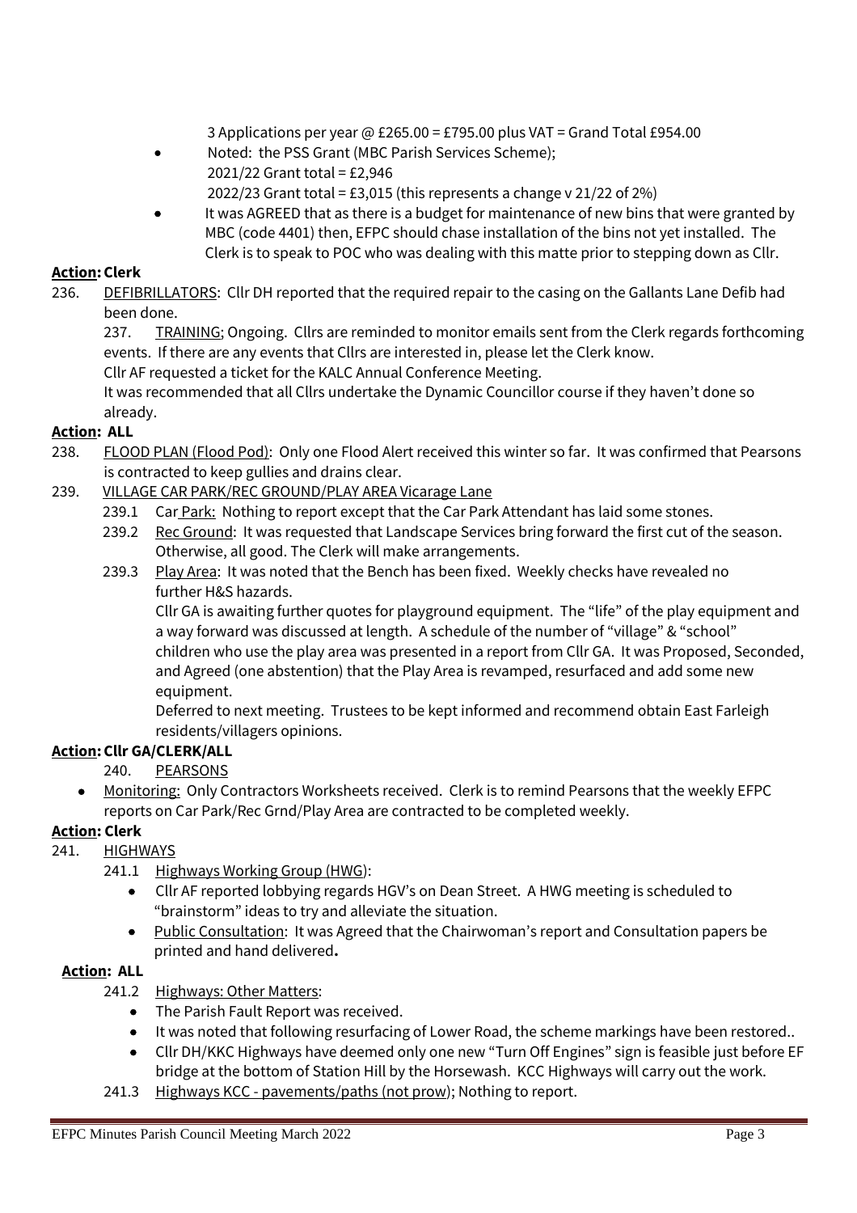3 Applications per year @ £265.00 = £795.00 plus VAT = Grand Total £954.00

- Noted: the PSS Grant (MBC Parish Services Scheme);
  2021/22 Grant total = £2,946
  2022/23 Grant total = £3,015 (this represents a change v 21/22 of 2%)
- It was AGREED that as there is a budget for maintenance of new bins that were granted by MBC (code 4401) then, EFPC should chase installation of the bins not yet installed. The Clerk is to speak to POC who was dealing with this matte prior to stepping down as Cllr.

**Action: Clerk**

236. DEFIBRILLATORS: Cllr DH reported that the required repair to the casing on the Gallants Lane Defib had been done.

237. TRAINING; Ongoing. Cllrs are reminded to monitor emails sent from the Clerk regards forthcoming events. If there are any events that Cllrs are interested in, please let the Clerk know.
Cllr AF requested a ticket for the KALC Annual Conference Meeting.
It was recommended that all Cllrs undertake the Dynamic Councillor course if they haven't done so already.

**Action: ALL**

238. FLOOD PLAN (Flood Pod): Only one Flood Alert received this winter so far. It was confirmed that Pearsons is contracted to keep gullies and drains clear.

239. VILLAGE CAR PARK/REC GROUND/PLAY AREA Vicarage Lane

239.1 Car Park: Nothing to report except that the Car Park Attendant has laid some stones.

239.2 Rec Ground: It was requested that Landscape Services bring forward the first cut of the season. Otherwise, all good. The Clerk will make arrangements.

239.3 Play Area: It was noted that the Bench has been fixed. Weekly checks have revealed no further H&S hazards.
Cllr GA is awaiting further quotes for playground equipment. The "life" of the play equipment and a way forward was discussed at length. A schedule of the number of "village" & "school" children who use the play area was presented in a report from Cllr GA. It was Proposed, Seconded, and Agreed (one abstention) that the Play Area is revamped, resurfaced and add some new equipment.
Deferred to next meeting. Trustees to be kept informed and recommend obtain East Farleigh residents/villagers opinions.

**Action: Cllr GA/CLERK/ALL**

240. PEARSONS

- Monitoring: Only Contractors Worksheets received. Clerk is to remind Pearsons that the weekly EFPC reports on Car Park/Rec Grnd/Play Area are contracted to be completed weekly.

**Action: Clerk**

241. HIGHWAYS

241.1 Highways Working Group (HWG):

- Cllr AF reported lobbying regards HGV's on Dean Street. A HWG meeting is scheduled to "brainstorm" ideas to try and alleviate the situation.
- Public Consultation: It was Agreed that the Chairwoman's report and Consultation papers be printed and hand delivered**.**

**Action: ALL**

241.2 Highways: Other Matters:

- The Parish Fault Report was received.
- It was noted that following resurfacing of Lower Road, the scheme markings have been restored..
- Cllr DH/KKC Highways have deemed only one new "Turn Off Engines" sign is feasible just before EF bridge at the bottom of Station Hill by the Horsewash. KCC Highways will carry out the work.

241.3 Highways KCC - pavements/paths (not prow); Nothing to report.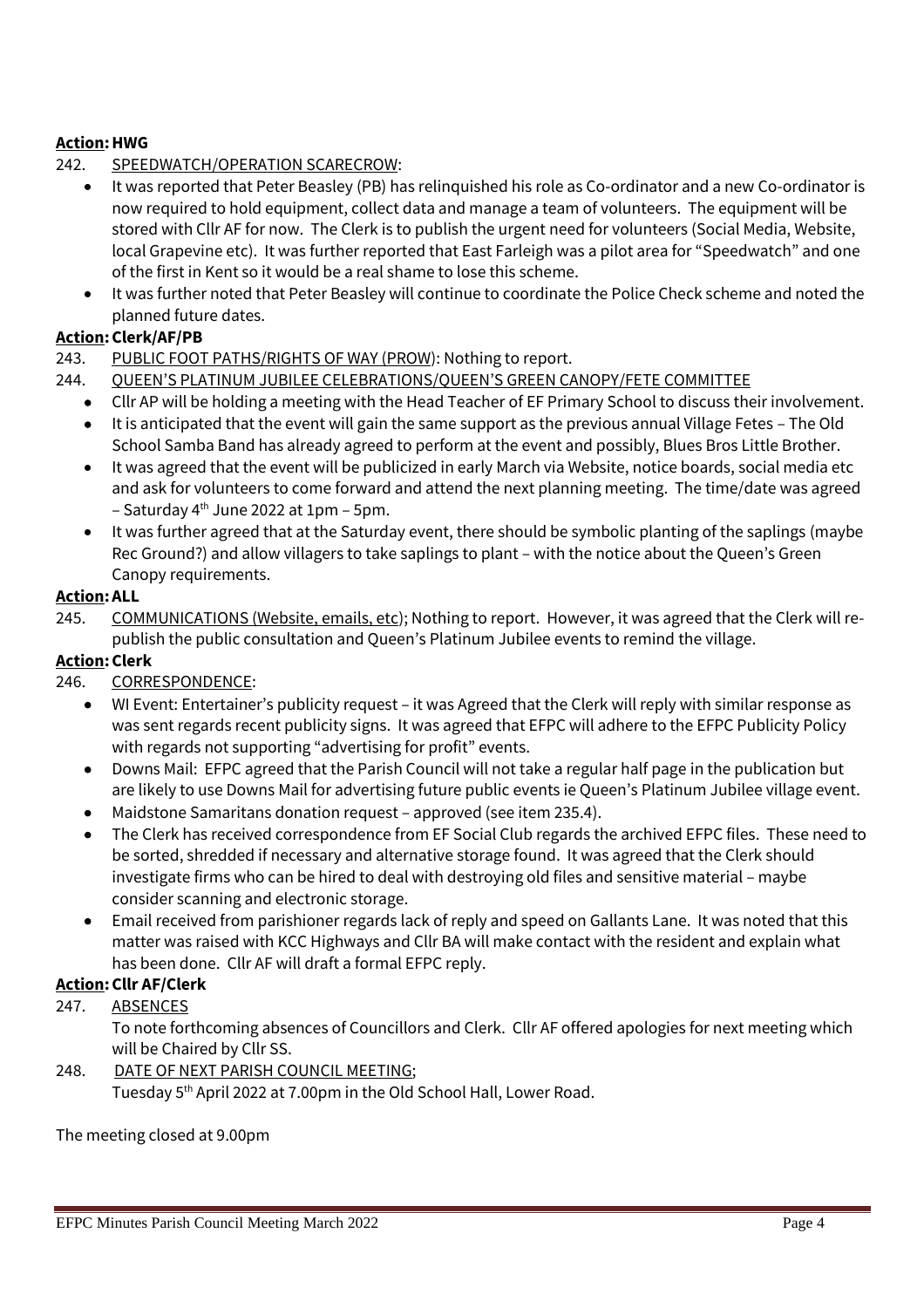**Action: HWG**

242. SPEEDWATCH/OPERATION SCARECROW:
    - It was reported that Peter Beasley (PB) has relinquished his role as Co-ordinator and a new Co-ordinator is now required to hold equipment, collect data and manage a team of volunteers. The equipment will be stored with Cllr AF for now. The Clerk is to publish the urgent need for volunteers (Social Media, Website, local Grapevine etc). It was further reported that East Farleigh was a pilot area for "Speedwatch" and one of the first in Kent so it would be a real shame to lose this scheme.
    - It was further noted that Peter Beasley will continue to coordinate the Police Check scheme and noted the planned future dates.

**Action: Clerk/AF/PB**

243. PUBLIC FOOT PATHS/RIGHTS OF WAY (PROW): Nothing to report.

244. QUEEN'S PLATINUM JUBILEE CELEBRATIONS/QUEEN'S GREEN CANOPY/FETE COMMITTEE
    - Cllr AP will be holding a meeting with the Head Teacher of EF Primary School to discuss their involvement.
    - It is anticipated that the event will gain the same support as the previous annual Village Fetes – The Old School Samba Band has already agreed to perform at the event and possibly, Blues Bros Little Brother.
    - It was agreed that the event will be publicized in early March via Website, notice boards, social media etc and ask for volunteers to come forward and attend the next planning meeting. The time/date was agreed – Saturday 4th June 2022 at 1pm – 5pm.
    - It was further agreed that at the Saturday event, there should be symbolic planting of the saplings (maybe Rec Ground?) and allow villagers to take saplings to plant – with the notice about the Queen's Green Canopy requirements.

**Action: ALL**

245. COMMUNICATIONS (Website, emails, etc); Nothing to report. However, it was agreed that the Clerk will re-publish the public consultation and Queen's Platinum Jubilee events to remind the village.

**Action: Clerk**

246. CORRESPONDENCE:
    - WI Event: Entertainer's publicity request – it was Agreed that the Clerk will reply with similar response as was sent regards recent publicity signs. It was agreed that EFPC will adhere to the EFPC Publicity Policy with regards not supporting "advertising for profit" events.
    - Downs Mail: EFPC agreed that the Parish Council will not take a regular half page in the publication but are likely to use Downs Mail for advertising future public events ie Queen's Platinum Jubilee village event.
    - Maidstone Samaritans donation request – approved (see item 235.4).
    - The Clerk has received correspondence from EF Social Club regards the archived EFPC files. These need to be sorted, shredded if necessary and alternative storage found. It was agreed that the Clerk should investigate firms who can be hired to deal with destroying old files and sensitive material – maybe consider scanning and electronic storage.
    - Email received from parishioner regards lack of reply and speed on Gallants Lane. It was noted that this matter was raised with KCC Highways and Cllr BA will make contact with the resident and explain what has been done. Cllr AF will draft a formal EFPC reply.

**Action: Cllr AF/Clerk**

247. ABSENCES

    To note forthcoming absences of Councillors and Clerk. Cllr AF offered apologies for next meeting which will be Chaired by Cllr SS.

248. DATE OF NEXT PARISH COUNCIL MEETING;

    Tuesday 5th April 2022 at 7.00pm in the Old School Hall, Lower Road.

The meeting closed at 9.00pm